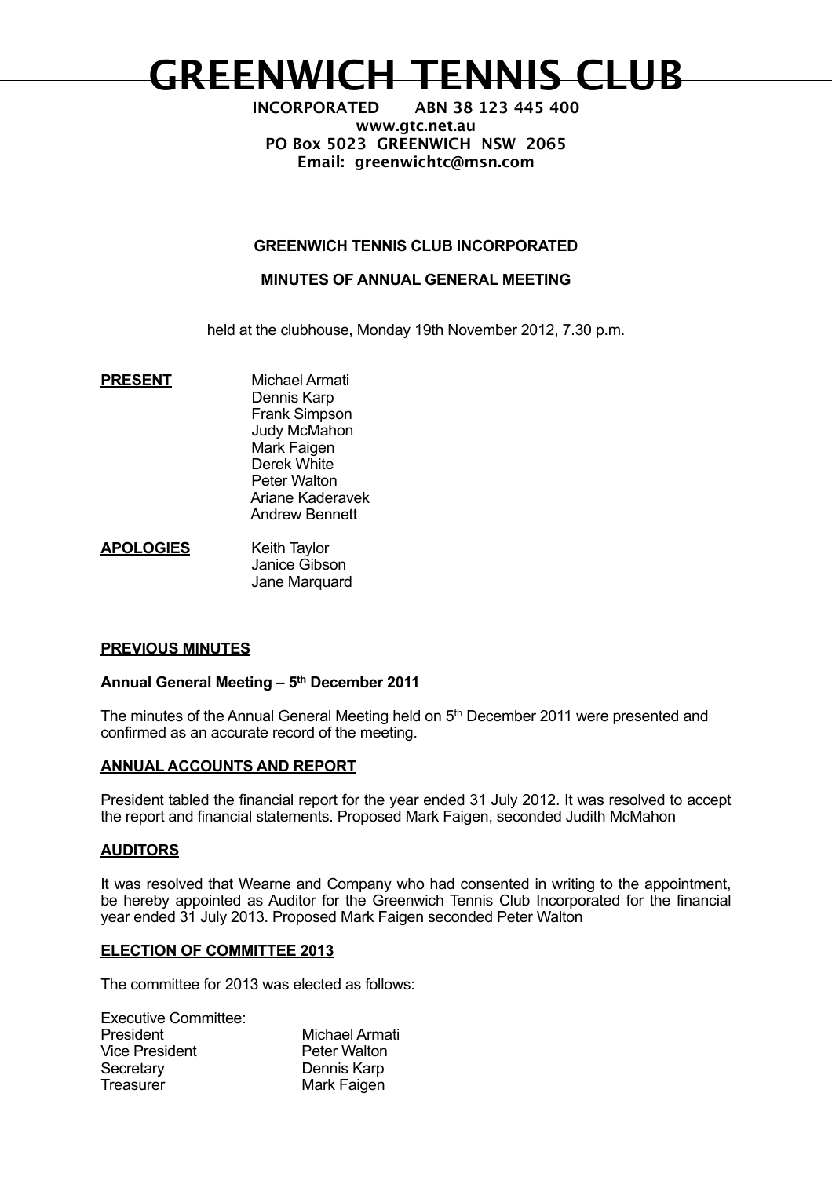# GREENWICH TENNIS CLUB

**INCORPORATED ABN 38 123 445 400**
**www.gtc.net.au**
**PO Box 5023 GREENWICH NSW 2065**
**Email: greenwichtc@msn.com**

## GREENWICH TENNIS CLUB INCORPORATED

## MINUTES OF ANNUAL GENERAL MEETING

held at the clubhouse, Monday 19th November 2012, 7.30 p.m.

**PRESENT**

Michael Armati
Dennis Karp
Frank Simpson
Judy McMahon
Mark Faigen
Derek White
Peter Walton
Ariane Kaderavek
Andrew Bennett

**APOLOGIES**

Keith Taylor
Janice Gibson
Jane Marquard

### PREVIOUS MINUTES

**Annual General Meeting – 5th December 2011**

The minutes of the Annual General Meeting held on 5th December 2011 were presented and confirmed as an accurate record of the meeting.

### ANNUAL ACCOUNTS AND REPORT

President tabled the financial report for the year ended 31 July 2012. It was resolved to accept the report and financial statements. Proposed Mark Faigen, seconded Judith McMahon

### AUDITORS

It was resolved that Wearne and Company who had consented in writing to the appointment, be hereby appointed as Auditor for the Greenwich Tennis Club Incorporated for the financial year ended 31 July 2013. Proposed Mark Faigen seconded Peter Walton

### ELECTION OF COMMITTEE 2013

The committee for 2013 was elected as follows:

Executive Committee:

| | |
|---|---|
| President | Michael Armati |
| Vice President | Peter Walton |
| Secretary | Dennis Karp |
| Treasurer | Mark Faigen |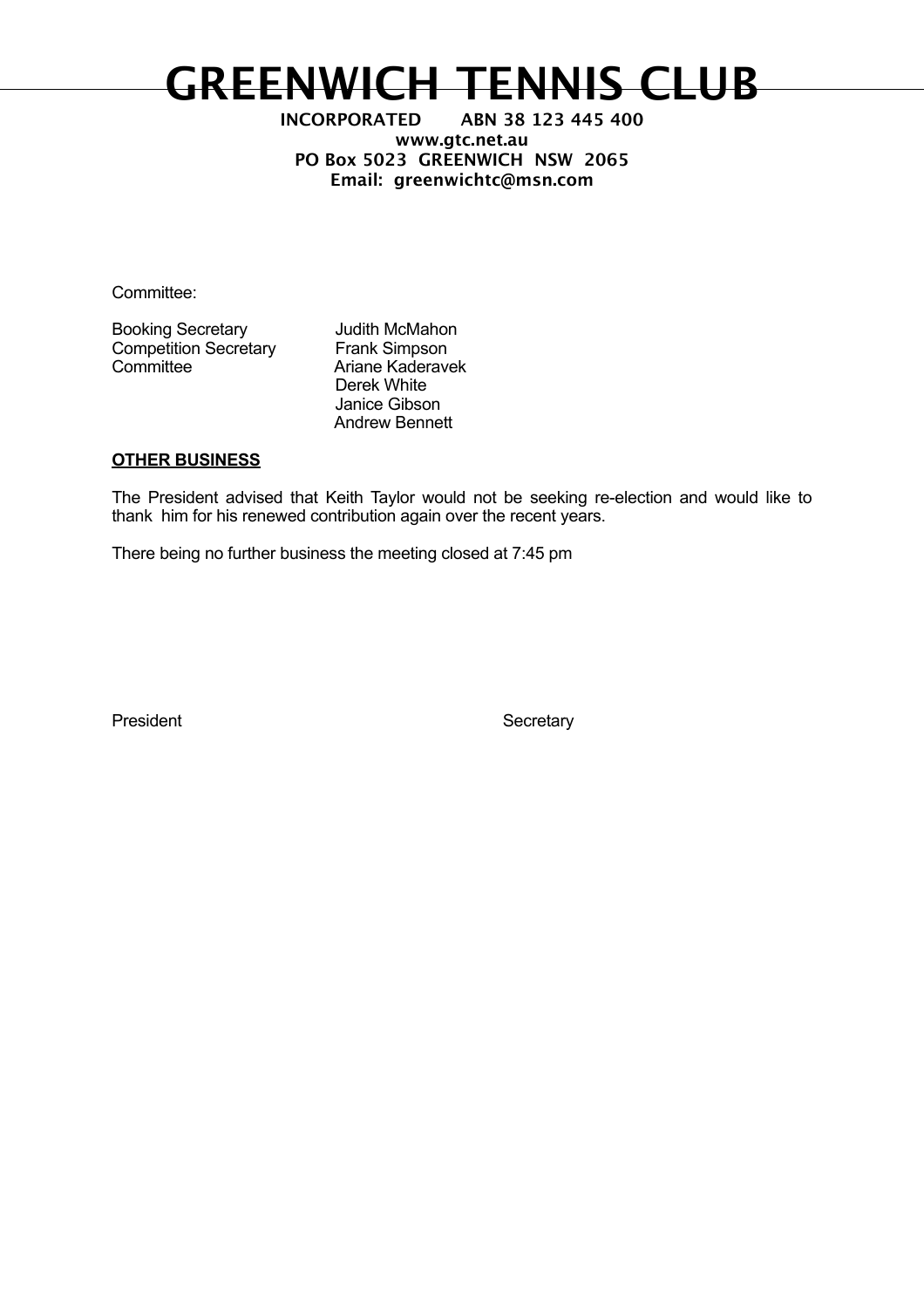# GREENWICH TENNIS CLUB

**INCORPORATED ABN 38 123 445 400**
**www.gtc.net.au**
**PO Box 5023 GREENWICH NSW 2065**
**Email: greenwichtc@msn.com**

Committee:

| | |
|---|---|
| Booking Secretary | Judith McMahon |
| Competition Secretary | Frank Simpson |
| Committee | Ariane Kaderavek |
| | Derek White |
| | Janice Gibson |
| | Andrew Bennett |

**OTHER BUSINESS**

The President advised that Keith Taylor would not be seeking re-election and would like to thank him for his renewed contribution again over the recent years.

There being no further business the meeting closed at 7:45 pm

President Secretary